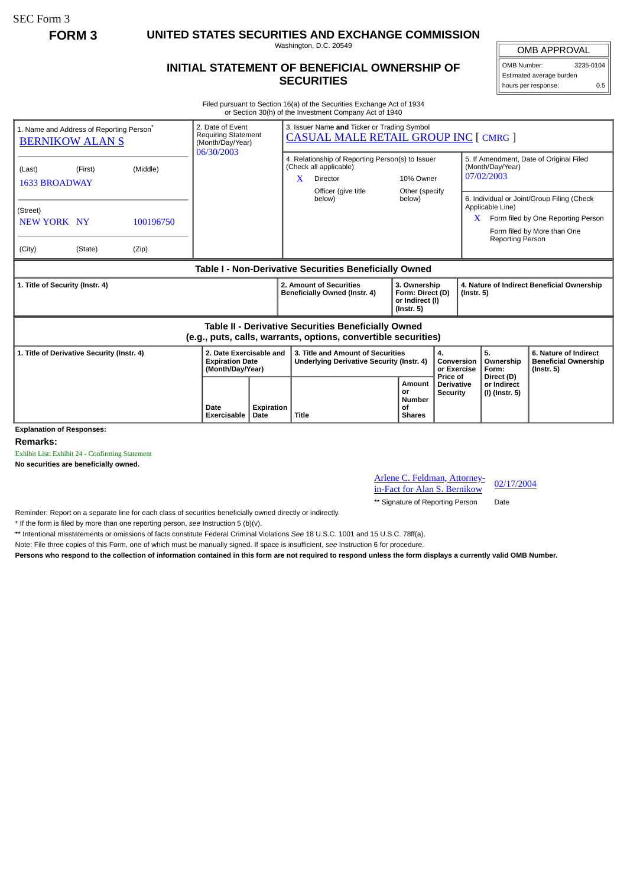SEC Form 3

**FORM 3**

# UNITED STATES SECURITIES AND EXCHANGE COMMISSION

Washington, D.C. 20549

## INITIAL STATEMENT OF BENEFICIAL OWNERSHIP OF SECURITIES

| OMB APPROVAL | |
|---|---|
| OMB Number: | 3235-0104 |
| Estimated average burden hours per response: | 0.5 |

Filed pursuant to Section 16(a) of the Securities Exchange Act of 1934 or Section 30(h) of the Investment Company Act of 1940

| 1. Name and Address of Reporting Person* | 2. Date of Event Requiring Statement (Month/Day/Year) | 3. Issuer Name and Ticker or Trading Symbol |
|---|---|---|
| BERNIKOW ALAN S | 06/30/2003 | CASUAL MALE RETAIL GROUP INC [ CMRG ] |
| (Last) (First) (Middle) 1633 BROADWAY | | 4. Relationship of Reporting Person(s) to Issuer (Check all applicable) X Director; 10% Owner; Officer (give title below); Other (specify below) |
| (Street) NEW YORK NY 100196750 | | 5. If Amendment, Date of Original Filed (Month/Day/Year) 07/02/2003 |
| (City) (State) (Zip) | | 6. Individual or Joint/Group Filing (Check Applicable Line) X Form filed by One Reporting Person; Form filed by More than One Reporting Person |

**Table I - Non-Derivative Securities Beneficially Owned**

| 1. Title of Security (Instr. 4) | 2. Amount of Securities Beneficially Owned (Instr. 4) | 3. Ownership Form: Direct (D) or Indirect (I) (Instr. 5) | 4. Nature of Indirect Beneficial Ownership (Instr. 5) |
|---|---|---|---|

**Table II - Derivative Securities Beneficially Owned (e.g., puts, calls, warrants, options, convertible securities)**

| 1. Title of Derivative Security (Instr. 4) | 2. Date Exercisable and Expiration Date (Month/Day/Year) | | 3. Title and Amount of Securities Underlying Derivative Security (Instr. 4) | | 4. Conversion or Exercise Price of Derivative Security | 5. Ownership Form: Direct (D) or Indirect (I) (Instr. 5) | 6. Nature of Indirect Beneficial Ownership (Instr. 5) |
|---|---|---|---|---|---|---|---|
| | Date Exercisable | Expiration Date | Title | Amount or Number of Shares | | | |

**Explanation of Responses:**

**Remarks:**

Exhibit List: Exhibit 24 - Confirming Statement

**No securities are beneficially owned.**

| Arlene C. Feldman, Attorney-in-Fact for Alan S. Bernikow | 02/17/2004 |
|---|---|
| ** Signature of Reporting Person | Date |

Reminder: Report on a separate line for each class of securities beneficially owned directly or indirectly.

\* If the form is filed by more than one reporting person, *see* Instruction 5 (b)(v).

\*\* Intentional misstatements or omissions of facts constitute Federal Criminal Violations *See* 18 U.S.C. 1001 and 15 U.S.C. 78ff(a).

Note: File three copies of this Form, one of which must be manually signed. If space is insufficient, *see* Instruction 6 for procedure.

**Persons who respond to the collection of information contained in this form are not required to respond unless the form displays a currently valid OMB Number.**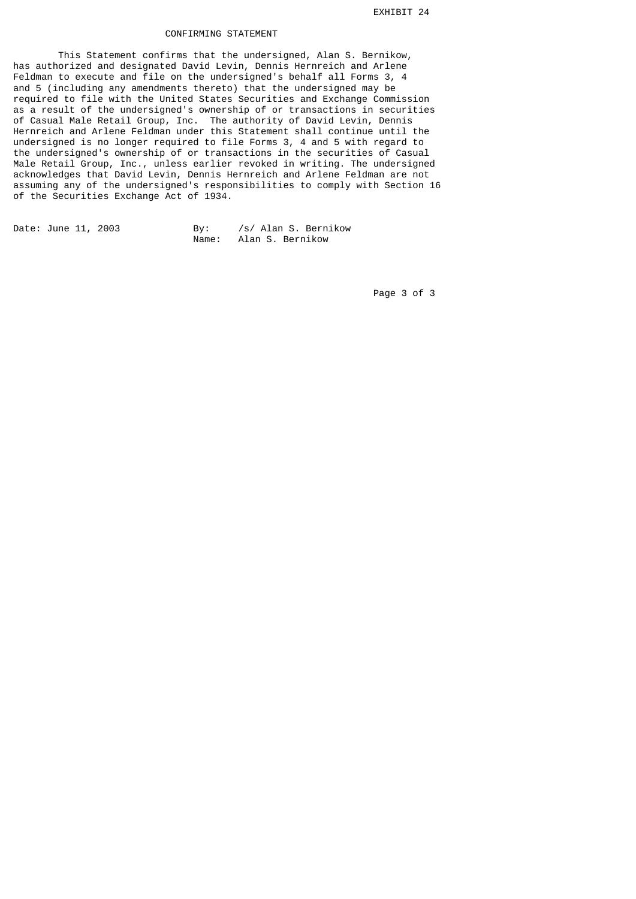EXHIBIT 24

# CONFIRMING STATEMENT

This Statement confirms that the undersigned, Alan S. Bernikow, has authorized and designated David Levin, Dennis Hernreich and Arlene Feldman to execute and file on the undersigned's behalf all Forms 3, 4 and 5 (including any amendments thereto) that the undersigned may be required to file with the United States Securities and Exchange Commission as a result of the undersigned's ownership of or transactions in securities of Casual Male Retail Group, Inc. The authority of David Levin, Dennis Hernreich and Arlene Feldman under this Statement shall continue until the undersigned is no longer required to file Forms 3, 4 and 5 with regard to the undersigned's ownership of or transactions in the securities of Casual Male Retail Group, Inc., unless earlier revoked in writing. The undersigned acknowledges that David Levin, Dennis Hernreich and Arlene Feldman are not assuming any of the undersigned's responsibilities to comply with Section 16 of the Securities Exchange Act of 1934.

Date: June 11, 2003

By: /s/ Alan S. Bernikow
Name: Alan S. Bernikow